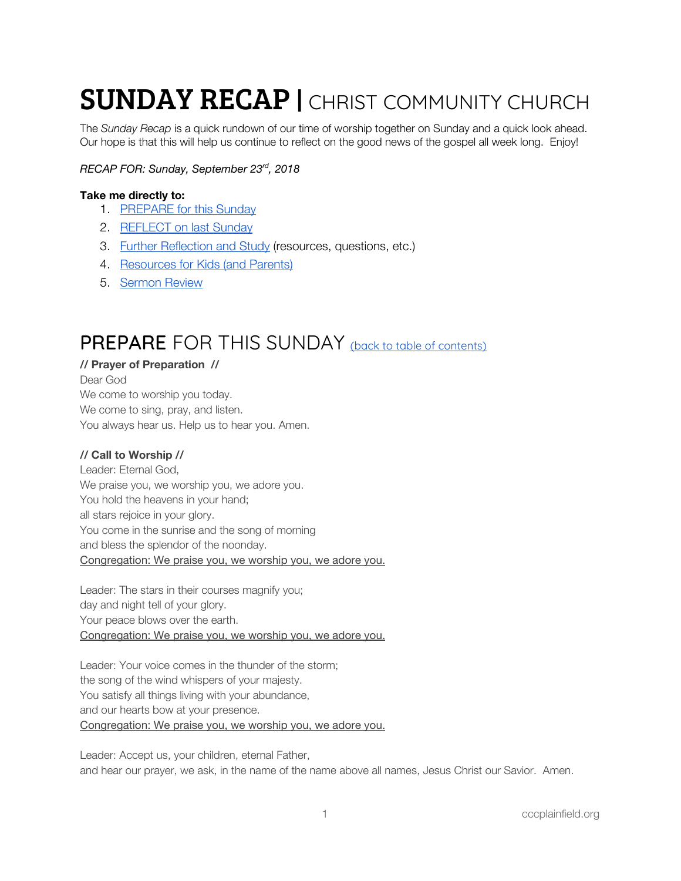# **SUNDAY RECAP |** CHRIST COMMUNITY CHURCH

The *Sunday Recap* is a quick rundown of our time of worship together on Sunday and a quick look ahead. Our hope is that this will help us continue to reflect on the good news of the gospel all week long. Enjoy!

*RECAP FOR: Sunday, September 23rd, 2018*

**Take me directly to:**

1. PREPARE for this Sunday
2. REFLECT on last Sunday
3. Further Reflection and Study (resources, questions, etc.)
4. Resources for Kids (and Parents)
5. Sermon Review

## PREPARE FOR THIS SUNDAY (back to table of contents)

**// Prayer of Preparation //**

Dear God
We come to worship you today.
We come to sing, pray, and listen.
You always hear us. Help us to hear you. Amen.

**// Call to Worship //**

Leader: Eternal God,
We praise you, we worship you, we adore you.
You hold the heavens in your hand;
all stars rejoice in your glory.
You come in the sunrise and the song of morning
and bless the splendor of the noonday.
<u>Congregation: We praise you, we worship you, we adore you.</u>

Leader: The stars in their courses magnify you;
day and night tell of your glory.
Your peace blows over the earth.
<u>Congregation: We praise you, we worship you, we adore you.</u>

Leader: Your voice comes in the thunder of the storm;
the song of the wind whispers of your majesty.
You satisfy all things living with your abundance,
and our hearts bow at your presence.
<u>Congregation: We praise you, we worship you, we adore you.</u>

Leader: Accept us, your children, eternal Father,
and hear our prayer, we ask, in the name of the name above all names, Jesus Christ our Savior. Amen.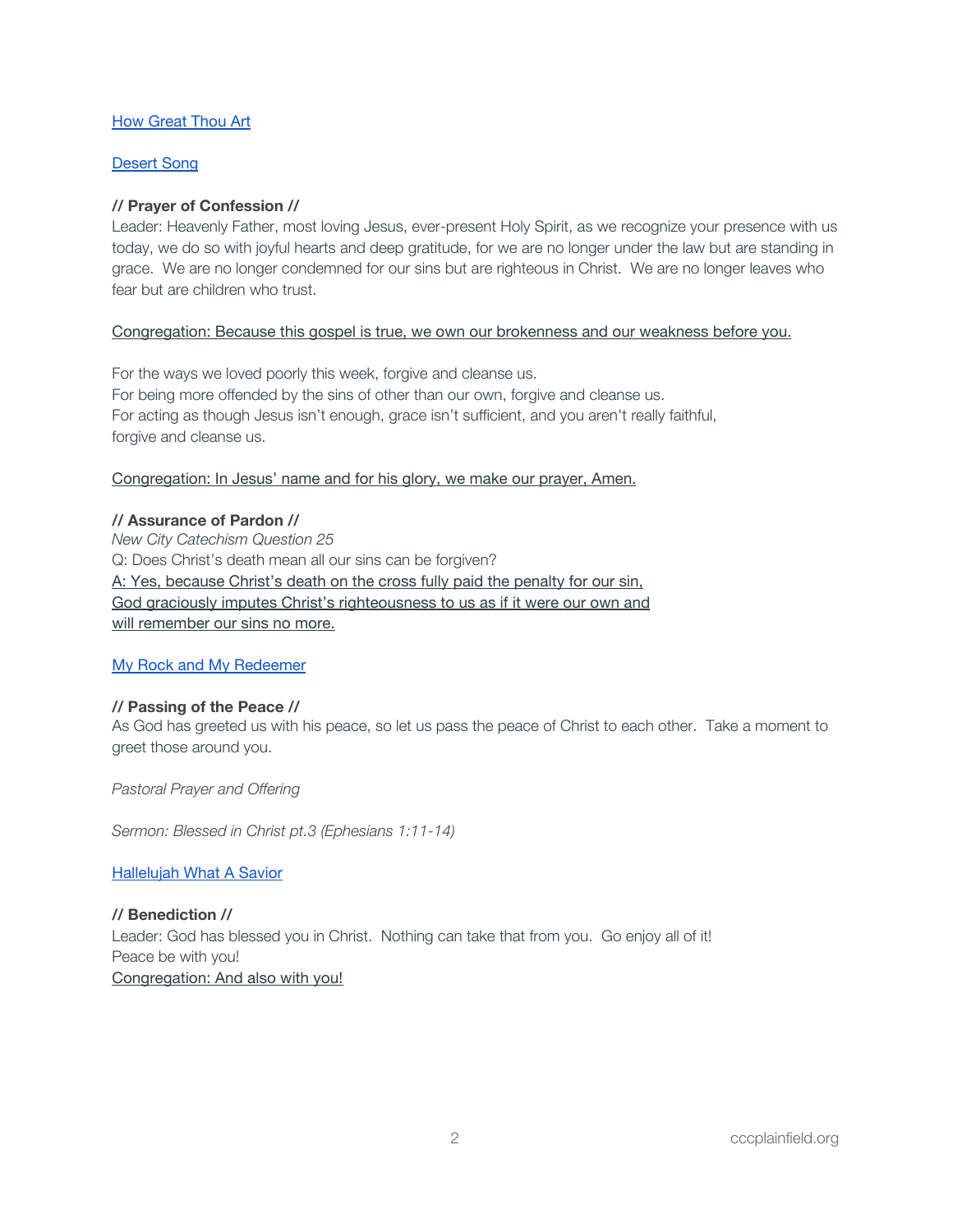How Great Thou Art

Desert Song

**// Prayer of Confession //**

Leader: Heavenly Father, most loving Jesus, ever-present Holy Spirit, as we recognize your presence with us today, we do so with joyful hearts and deep gratitude, for we are no longer under the law but are standing in grace. We are no longer condemned for our sins but are righteous in Christ. We are no longer leaves who fear but are children who trust.

Congregation: Because this gospel is true, we own our brokenness and our weakness before you.

For the ways we loved poorly this week, forgive and cleanse us.
For being more offended by the sins of other than our own, forgive and cleanse us.
For acting as though Jesus isn't enough, grace isn't sufficient, and you aren't really faithful, forgive and cleanse us.

Congregation: In Jesus' name and for his glory, we make our prayer, Amen.

**// Assurance of Pardon //**

*New City Catechism Question 25*

Q: Does Christ's death mean all our sins can be forgiven?

A: Yes, because Christ's death on the cross fully paid the penalty for our sin, God graciously imputes Christ's righteousness to us as if it were our own and will remember our sins no more.

My Rock and My Redeemer

**// Passing of the Peace //**

As God has greeted us with his peace, so let us pass the peace of Christ to each other. Take a moment to greet those around you.

*Pastoral Prayer and Offering*

*Sermon: Blessed in Christ pt.3 (Ephesians 1:11-14)*

Hallelujah What A Savior

**// Benediction //**

Leader: God has blessed you in Christ. Nothing can take that from you. Go enjoy all of it!
Peace be with you!

Congregation: And also with you!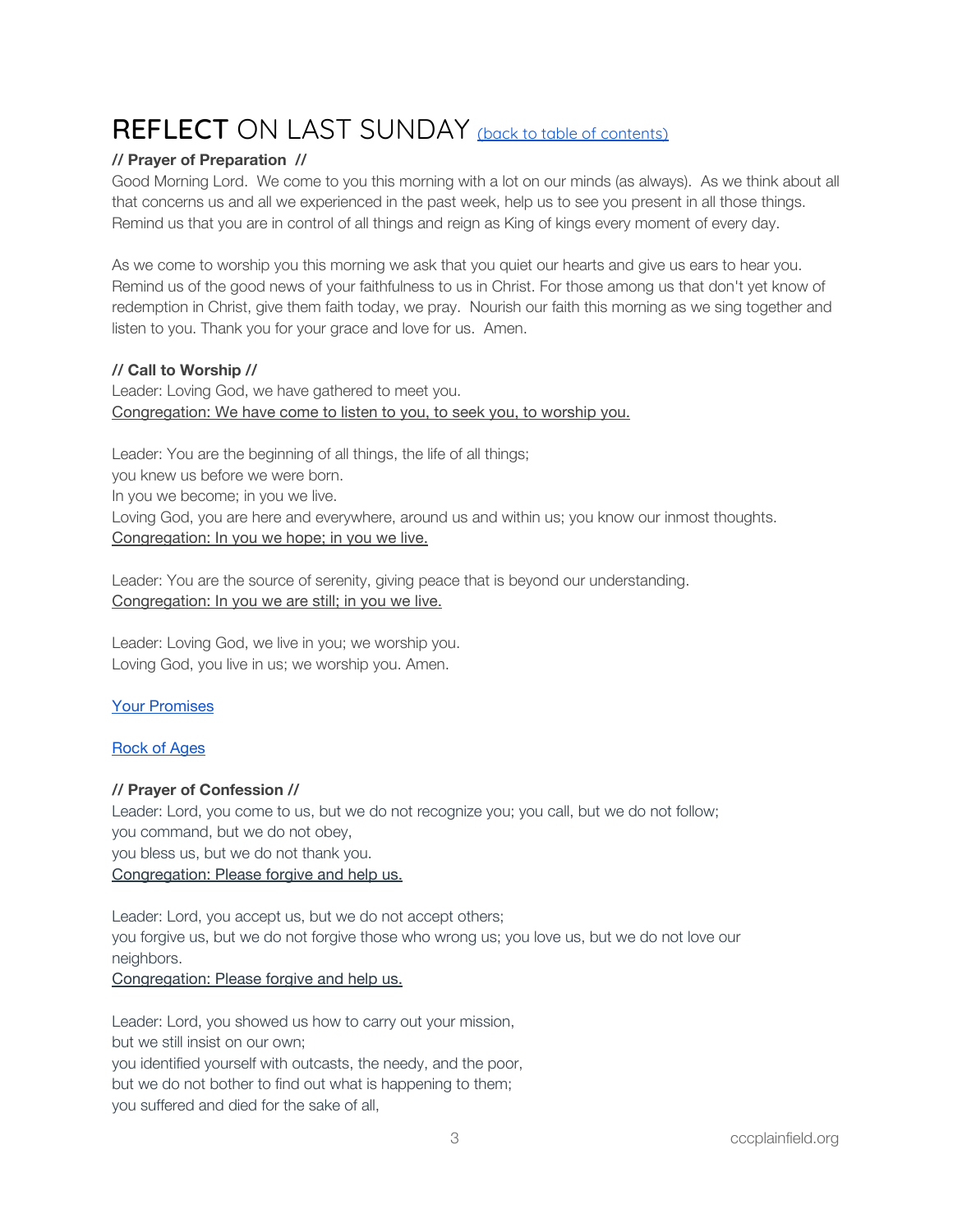# **REFLECT** ON LAST SUNDAY [(back to table of contents)]

**// Prayer of Preparation //**

Good Morning Lord. We come to you this morning with a lot on our minds (as always). As we think about all that concerns us and all we experienced in the past week, help us to see you present in all those things. Remind us that you are in control of all things and reign as King of kings every moment of every day.

As we come to worship you this morning we ask that you quiet our hearts and give us ears to hear you. Remind us of the good news of your faithfulness to us in Christ. For those among us that don't yet know of redemption in Christ, give them faith today, we pray. Nourish our faith this morning as we sing together and listen to you. Thank you for your grace and love for us. Amen.

**// Call to Worship //**

Leader: Loving God, we have gathered to meet you.
Congregation: We have come to listen to you, to seek you, to worship you.

Leader: You are the beginning of all things, the life of all things;
you knew us before we were born.
In you we become; in you we live.
Loving God, you are here and everywhere, around us and within us; you know our inmost thoughts.
Congregation: In you we hope; in you we live.

Leader: You are the source of serenity, giving peace that is beyond our understanding.
Congregation: In you we are still; in you we live.

Leader: Loving God, we live in you; we worship you.
Loving God, you live in us; we worship you. Amen.

Your Promises

Rock of Ages

**// Prayer of Confession //**

Leader: Lord, you come to us, but we do not recognize you; you call, but we do not follow;
you command, but we do not obey,
you bless us, but we do not thank you.
Congregation: Please forgive and help us.

Leader: Lord, you accept us, but we do not accept others;
you forgive us, but we do not forgive those who wrong us; you love us, but we do not love our neighbors.
Congregation: Please forgive and help us.

Leader: Lord, you showed us how to carry out your mission,
but we still insist on our own;
you identified yourself with outcasts, the needy, and the poor,
but we do not bother to find out what is happening to them;
you suffered and died for the sake of all,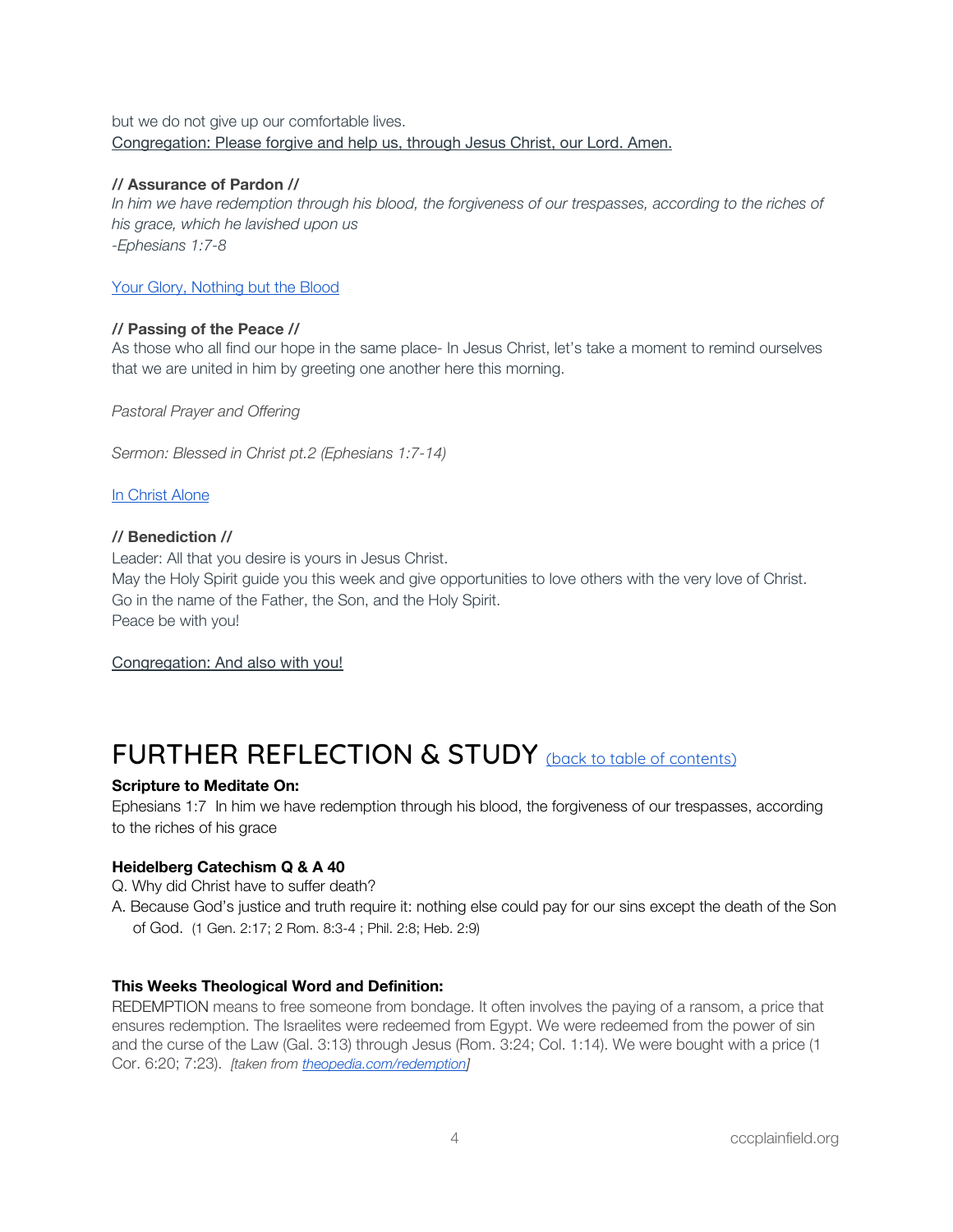but we do not give up our comfortable lives.
Congregation: Please forgive and help us, through Jesus Christ, our Lord. Amen.

**// Assurance of Pardon //**
*In him we have redemption through his blood, the forgiveness of our trespasses, according to the riches of his grace, which he lavished upon us*
*-Ephesians 1:7-8*

[Your Glory, Nothing but the Blood]

**// Passing of the Peace //**
As those who all find our hope in the same place- In Jesus Christ, let's take a moment to remind ourselves that we are united in him by greeting one another here this morning.

*Pastoral Prayer and Offering*

*Sermon: Blessed in Christ pt.2 (Ephesians 1:7-14)*

[In Christ Alone]

**// Benediction //**
Leader: All that you desire is yours in Jesus Christ.
May the Holy Spirit guide you this week and give opportunities to love others with the very love of Christ.
Go in the name of the Father, the Son, and the Holy Spirit.
Peace be with you!

Congregation: And also with you!

# FURTHER REFLECTION & STUDY (back to table of contents)

**Scripture to Meditate On:**
Ephesians 1:7 In him we have redemption through his blood, the forgiveness of our trespasses, according to the riches of his grace

**Heidelberg Catechism Q & A 40**
Q. Why did Christ have to suffer death?
A. Because God's justice and truth require it: nothing else could pay for our sins except the death of the Son of God. (1 Gen. 2:17; 2 Rom. 8:3-4 ; Phil. 2:8; Heb. 2:9)

**This Weeks Theological Word and Definition:**
REDEMPTION means to free someone from bondage. It often involves the paying of a ransom, a price that ensures redemption. The Israelites were redeemed from Egypt. We were redeemed from the power of sin and the curse of the Law (Gal. 3:13) through Jesus (Rom. 3:24; Col. 1:14). We were bought with a price (1 Cor. 6:20; 7:23). *[taken from theopedia.com/redemption]*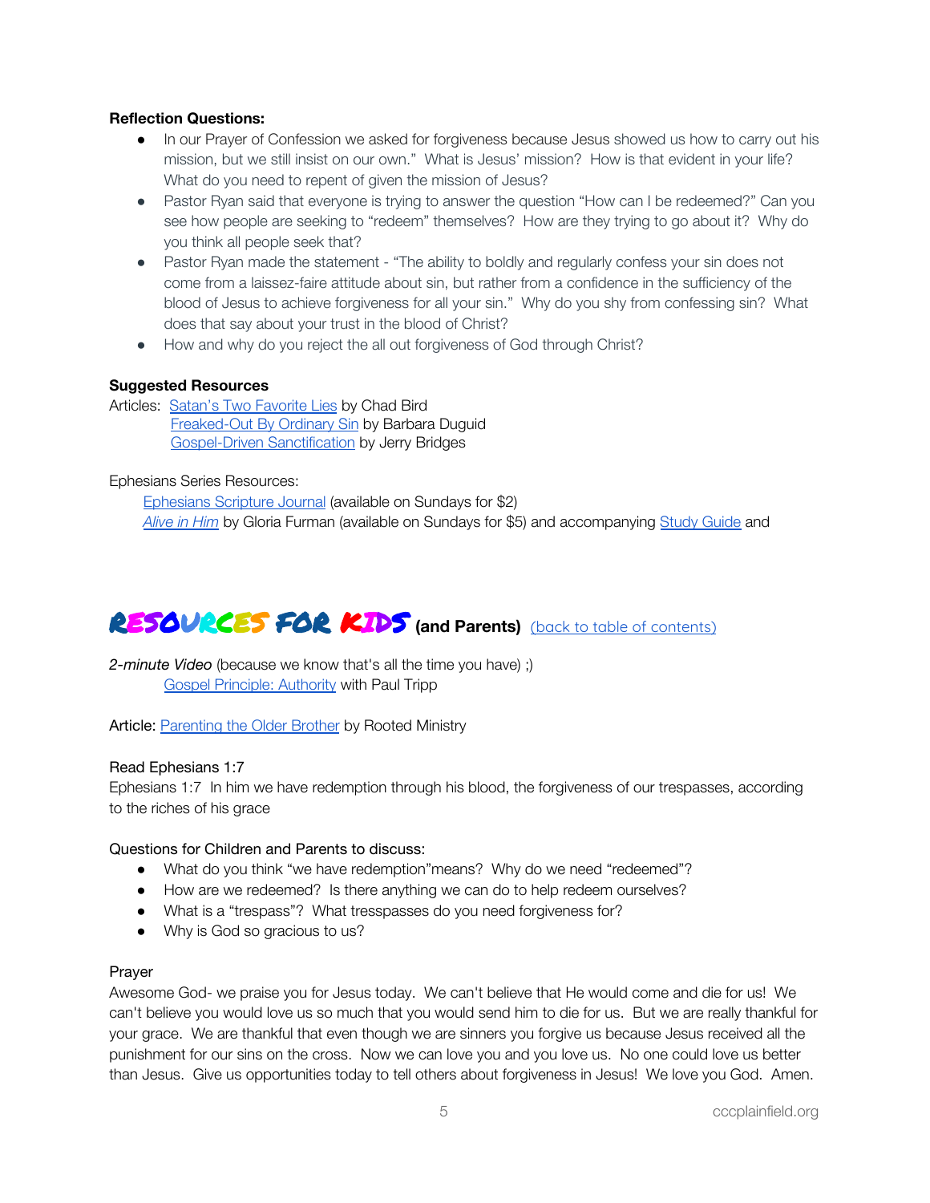**Reflection Questions:**

- In our Prayer of Confession we asked for forgiveness because Jesus showed us how to carry out his mission, but we still insist on our own." What is Jesus' mission? How is that evident in your life? What do you need to repent of given the mission of Jesus?
- Pastor Ryan said that everyone is trying to answer the question "How can I be redeemed?" Can you see how people are seeking to "redeem" themselves? How are they trying to go about it? Why do you think all people seek that?
- Pastor Ryan made the statement - "The ability to boldly and regularly confess your sin does not come from a laissez-faire attitude about sin, but rather from a confidence in the sufficiency of the blood of Jesus to achieve forgiveness for all your sin." Why do you shy from confessing sin? What does that say about your trust in the blood of Christ?
- How and why do you reject the all out forgiveness of God through Christ?

**Suggested Resources**

Articles: Satan's Two Favorite Lies by Chad Bird
Freaked-Out By Ordinary Sin by Barbara Duguid
Gospel-Driven Sanctification by Jerry Bridges

Ephesians Series Resources:
Ephesians Scripture Journal (available on Sundays for $2)
*Alive in Him* by Gloria Furman (available on Sundays for $5) and accompanying Study Guide and

## RESOURCES FOR KIDS (and Parents) (back to table of contents)

*2-minute Video* (because we know that's all the time you have) ;)
Gospel Principle: Authority with Paul Tripp

Article: Parenting the Older Brother by Rooted Ministry

Read Ephesians 1:7
Ephesians 1:7 In him we have redemption through his blood, the forgiveness of our trespasses, according to the riches of his grace

Questions for Children and Parents to discuss:

- What do you think "we have redemption"means? Why do we need "redeemed"?
- How are we redeemed? Is there anything we can do to help redeem ourselves?
- What is a "trespass"? What tresspasses do you need forgiveness for?
- Why is God so gracious to us?

Prayer
Awesome God- we praise you for Jesus today. We can't believe that He would come and die for us! We can't believe you would love us so much that you would send him to die for us. But we are really thankful for your grace. We are thankful that even though we are sinners you forgive us because Jesus received all the punishment for our sins on the cross. Now we can love you and you love us. No one could love us better than Jesus. Give us opportunities today to tell others about forgiveness in Jesus! We love you God. Amen.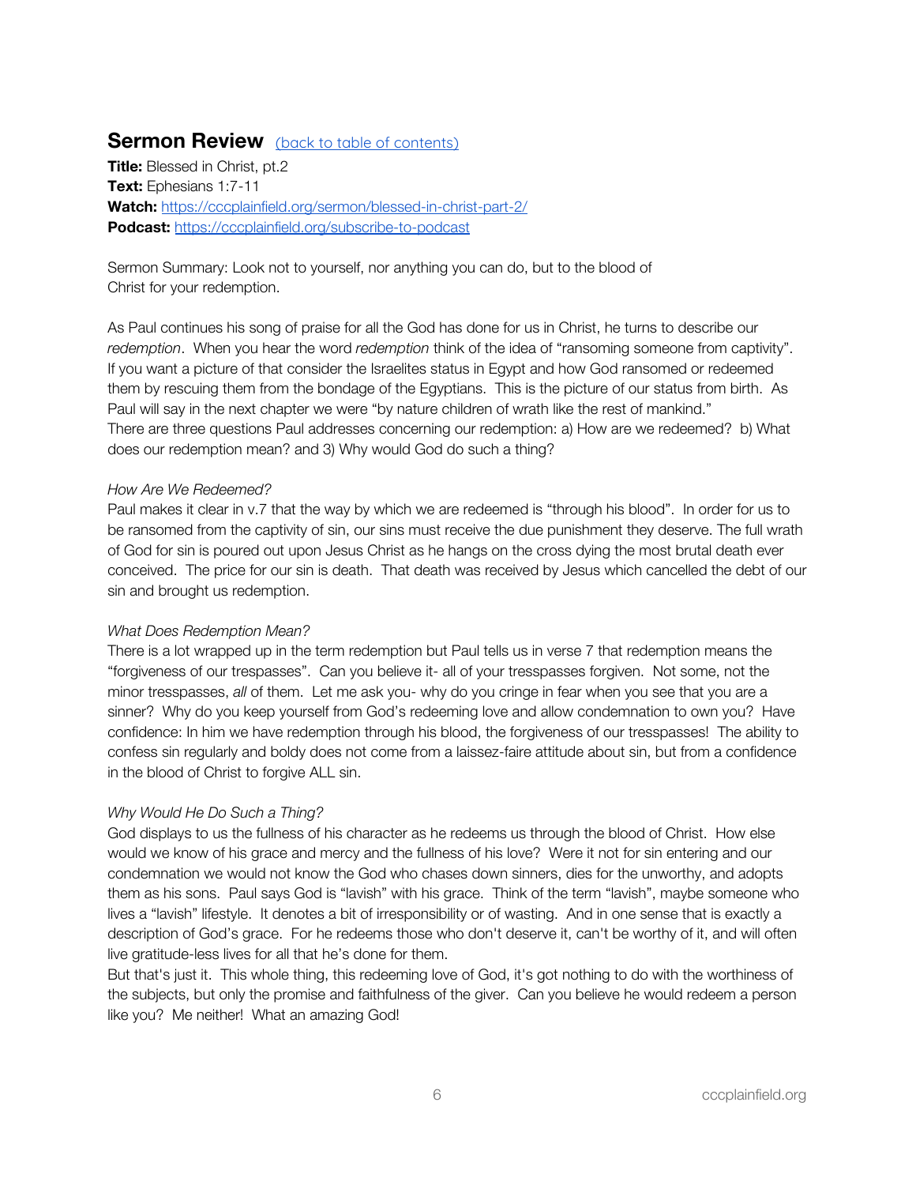## Sermon Review [(back to table of contents)]

**Title:** Blessed in Christ, pt.2
**Text:** Ephesians 1:7-11
**Watch:** https://cccplainfield.org/sermon/blessed-in-christ-part-2/
**Podcast:** https://cccplainfield.org/subscribe-to-podcast

Sermon Summary: Look not to yourself, nor anything you can do, but to the blood of Christ for your redemption.

As Paul continues his song of praise for all the God has done for us in Christ, he turns to describe our *redemption*. When you hear the word *redemption* think of the idea of "ransoming someone from captivity". If you want a picture of that consider the Israelites status in Egypt and how God ransomed or redeemed them by rescuing them from the bondage of the Egyptians. This is the picture of our status from birth. As Paul will say in the next chapter we were "by nature children of wrath like the rest of mankind." There are three questions Paul addresses concerning our redemption: a) How are we redeemed? b) What does our redemption mean? and 3) Why would God do such a thing?

*How Are We Redeemed?*
Paul makes it clear in v.7 that the way by which we are redeemed is "through his blood". In order for us to be ransomed from the captivity of sin, our sins must receive the due punishment they deserve. The full wrath of God for sin is poured out upon Jesus Christ as he hangs on the cross dying the most brutal death ever conceived. The price for our sin is death. That death was received by Jesus which cancelled the debt of our sin and brought us redemption.

*What Does Redemption Mean?*
There is a lot wrapped up in the term redemption but Paul tells us in verse 7 that redemption means the "forgiveness of our trespasses". Can you believe it- all of your tresspasses forgiven. Not some, not the minor tresspasses, *all* of them. Let me ask you- why do you cringe in fear when you see that you are a sinner? Why do you keep yourself from God's redeeming love and allow condemnation to own you? Have confidence: In him we have redemption through his blood, the forgiveness of our tresspasses! The ability to confess sin regularly and boldy does not come from a laissez-faire attitude about sin, but from a confidence in the blood of Christ to forgive ALL sin.

*Why Would He Do Such a Thing?*
God displays to us the fullness of his character as he redeems us through the blood of Christ. How else would we know of his grace and mercy and the fullness of his love? Were it not for sin entering and our condemnation we would not know the God who chases down sinners, dies for the unworthy, and adopts them as his sons. Paul says God is "lavish" with his grace. Think of the term "lavish", maybe someone who lives a "lavish" lifestyle. It denotes a bit of irresponsibility or of wasting. And in one sense that is exactly a description of God's grace. For he redeems those who don't deserve it, can't be worthy of it, and will often live gratitude-less lives for all that he's done for them.
But that's just it. This whole thing, this redeeming love of God, it's got nothing to do with the worthiness of the subjects, but only the promise and faithfulness of the giver. Can you believe he would redeem a person like you? Me neither! What an amazing God!